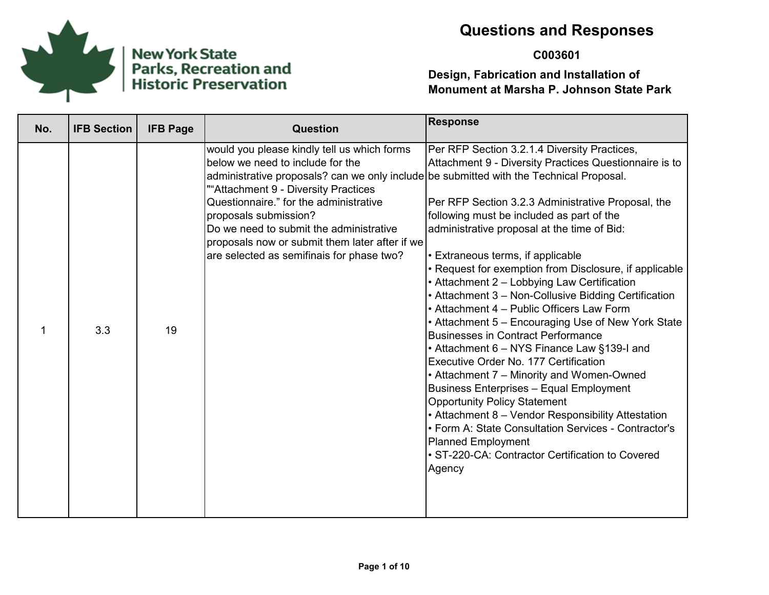New York State Parks, Recreation and Historic Preservation

# Questions and Responses

**C003601**

**Design, Fabrication and Installation of Monument at Marsha P. Johnson State Park**

| No. | IFB Section | IFB Page | Question | Response |
|---|---|---|---|---|
| 1 | 3.3 | 19 | would you please kindly tell us which forms below we need to include for the administrative proposals? can we only include "“Attachment 9 - Diversity Practices Questionnaire.” for the administrative proposals submission?<br>Do we need to submit the administrative proposals now or submit them later after if we are selected as semifinais for phase two? | Per RFP Section 3.2.1.4 Diversity Practices, Attachment 9 - Diversity Practices Questionnaire is to be submitted with the Technical Proposal.<br><br>Per RFP Section 3.2.3 Administrative Proposal, the following must be included as part of the administrative proposal at the time of Bid:<br><br>• Extraneous terms, if applicable<br>• Request for exemption from Disclosure, if applicable<br>• Attachment 2 – Lobbying Law Certification<br>• Attachment 3 – Non-Collusive Bidding Certification<br>• Attachment 4 – Public Officers Law Form<br>• Attachment 5 – Encouraging Use of New York State Businesses in Contract Performance<br>• Attachment 6 – NYS Finance Law §139-I and Executive Order No. 177 Certification<br>• Attachment 7 – Minority and Women-Owned Business Enterprises – Equal Employment Opportunity Policy Statement<br>• Attachment 8 – Vendor Responsibility Attestation<br>• Form A: State Consultation Services - Contractor's Planned Employment<br>• ST-220-CA: Contractor Certification to Covered Agency |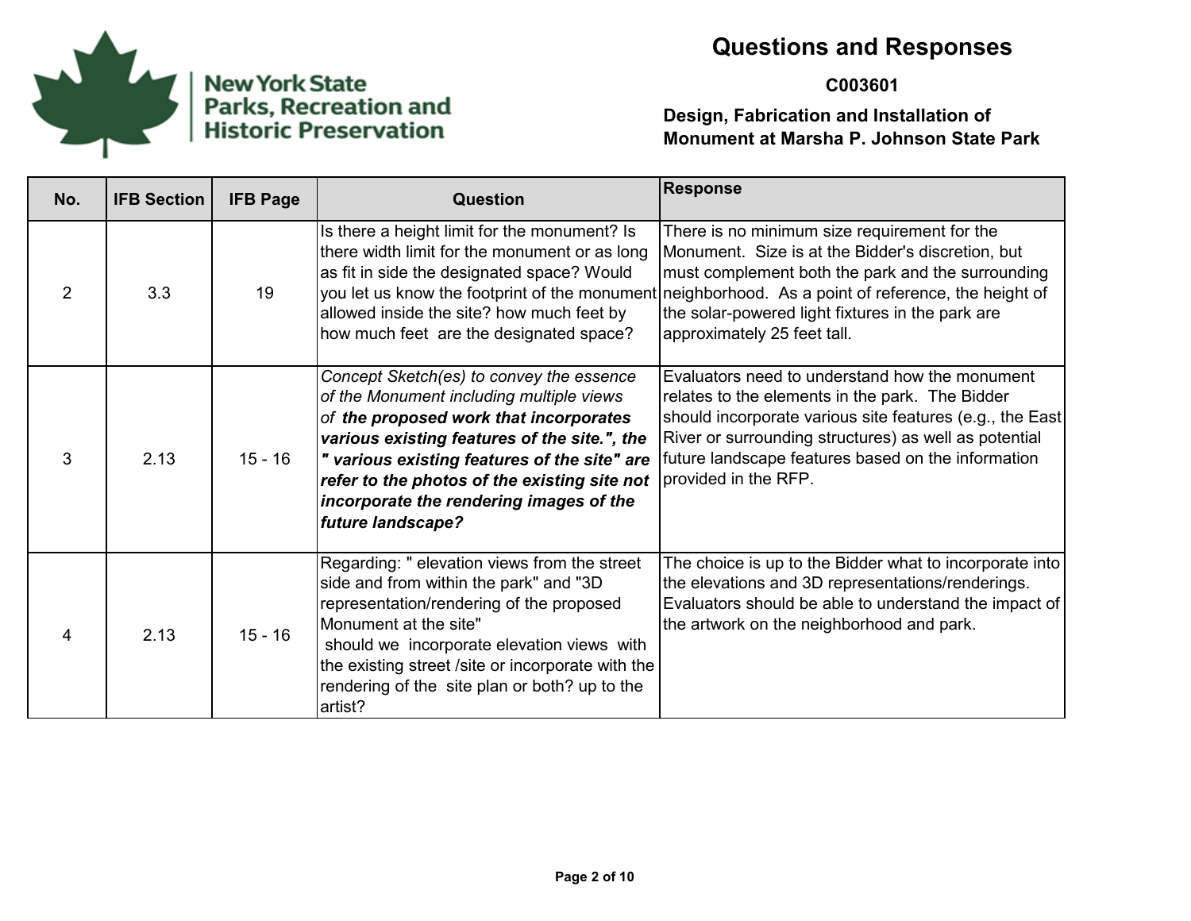New York State Parks, Recreation and Historic Preservation

# Questions and Responses

## C003601

### Design, Fabrication and Installation of Monument at Marsha P. Johnson State Park

| No. | IFB Section | IFB Page | Question | Response |
|---|---|---|---|---|
| 2 | 3.3 | 19 | Is there a height limit for the monument? Is there width limit for the monument or as long as fit in side the designated space? Would you let us know the footprint of the monument allowed inside the site? how much feet by how much feet are the designated space? | There is no minimum size requirement for the Monument. Size is at the Bidder's discretion, but must complement both the park and the surrounding neighborhood. As a point of reference, the height of the solar-powered light fixtures in the park are approximately 25 feet tall. |
| 3 | 2.13 | 15 - 16 | *Concept Sketch(es) to convey the essence of the Monument including multiple views of* ***the proposed work that incorporates various existing features of the site.", the " various existing features of the site" are refer to the photos of the existing site not incorporate the rendering images of the future landscape?*** | Evaluators need to understand how the monument relates to the elements in the park. The Bidder should incorporate various site features (e.g., the East River or surrounding structures) as well as potential future landscape features based on the information provided in the RFP. |
| 4 | 2.13 | 15 - 16 | Regarding: " elevation views from the street side and from within the park" and "3D representation/rendering of the proposed Monument at the site" should we incorporate elevation views with the existing street /site or incorporate with the rendering of the site plan or both? up to the artist? | The choice is up to the Bidder what to incorporate into the elevations and 3D representations/renderings. Evaluators should be able to understand the impact of the artwork on the neighborhood and park. |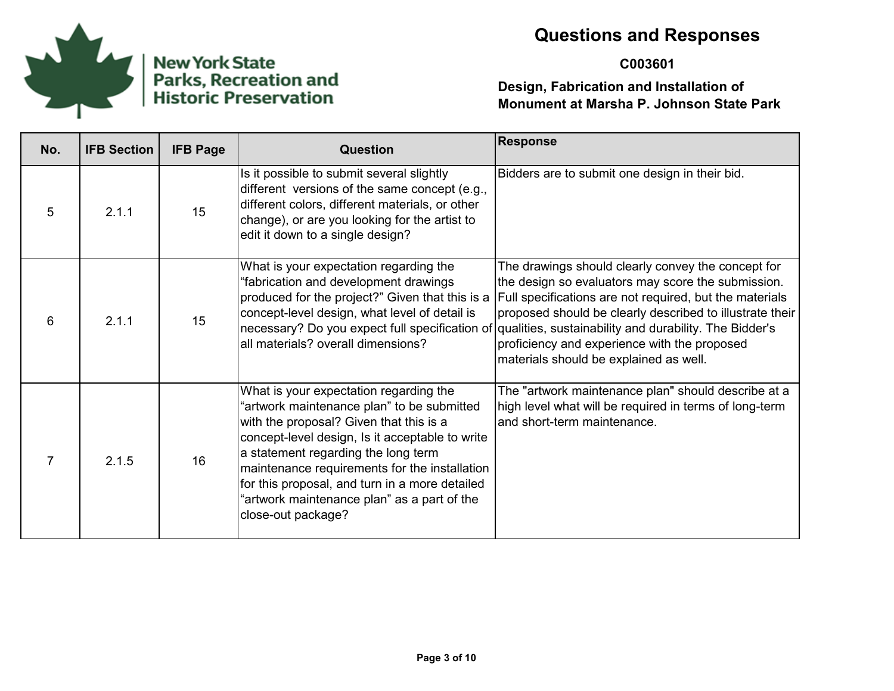# Questions and Responses

**C003601**

**Design, Fabrication and Installation of Monument at Marsha P. Johnson State Park**

| No. | IFB Section | IFB Page | Question | Response |
|---|---|---|---|---|
| 5 | 2.1.1 | 15 | Is it possible to submit several slightly different versions of the same concept (e.g., different colors, different materials, or other change), or are you looking for the artist to edit it down to a single design? | Bidders are to submit one design in their bid. |
| 6 | 2.1.1 | 15 | What is your expectation regarding the “fabrication and development drawings produced for the project?” Given that this is a concept-level design, what level of detail is necessary? Do you expect full specification of all materials? overall dimensions? | The drawings should clearly convey the concept for the design so evaluators may score the submission. Full specifications are not required, but the materials proposed should be clearly described to illustrate their qualities, sustainability and durability. The Bidder's proficiency and experience with the proposed materials should be explained as well. |
| 7 | 2.1.5 | 16 | What is your expectation regarding the “artwork maintenance plan” to be submitted with the proposal? Given that this is a concept-level design, Is it acceptable to write a statement regarding the long term maintenance requirements for the installation for this proposal, and turn in a more detailed “artwork maintenance plan” as a part of the close-out package? | The "artwork maintenance plan" should describe at a high level what will be required in terms of long-term and short-term maintenance. |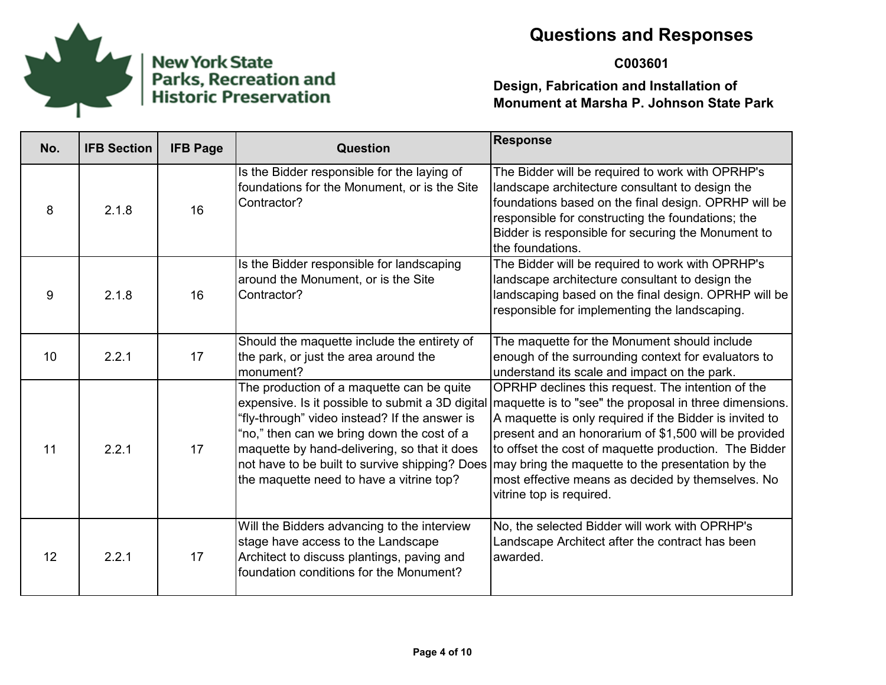New York State Parks, Recreation and Historic Preservation

# Questions and Responses

**C003601**

**Design, Fabrication and Installation of Monument at Marsha P. Johnson State Park**

| No. | IFB Section | IFB Page | Question | Response |
|---|---|---|---|---|
| 8 | 2.1.8 | 16 | Is the Bidder responsible for the laying of foundations for the Monument, or is the Site Contractor? | The Bidder will be required to work with OPRHP's landscape architecture consultant to design the foundations based on the final design. OPRHP will be responsible for constructing the foundations; the Bidder is responsible for securing the Monument to the foundations. |
| 9 | 2.1.8 | 16 | Is the Bidder responsible for landscaping around the Monument, or is the Site Contractor? | The Bidder will be required to work with OPRHP's landscape architecture consultant to design the landscaping based on the final design. OPRHP will be responsible for implementing the landscaping. |
| 10 | 2.2.1 | 17 | Should the maquette include the entirety of the park, or just the area around the monument? | The maquette for the Monument should include enough of the surrounding context for evaluators to understand its scale and impact on the park. |
| 11 | 2.2.1 | 17 | The production of a maquette can be quite expensive. Is it possible to submit a 3D digital "fly-through" video instead? If the answer is "no," then can we bring down the cost of a maquette by hand-delivering, so that it does not have to be built to survive shipping? Does the maquette need to have a vitrine top? | OPRHP declines this request. The intention of the maquette is to "see" the proposal in three dimensions. A maquette is only required if the Bidder is invited to present and an honorarium of $1,500 will be provided to offset the cost of maquette production. The Bidder may bring the maquette to the presentation by the most effective means as decided by themselves. No vitrine top is required. |
| 12 | 2.2.1 | 17 | Will the Bidders advancing to the interview stage have access to the Landscape Architect to discuss plantings, paving and foundation conditions for the Monument? | No, the selected Bidder will work with OPRHP's Landscape Architect after the contract has been awarded. |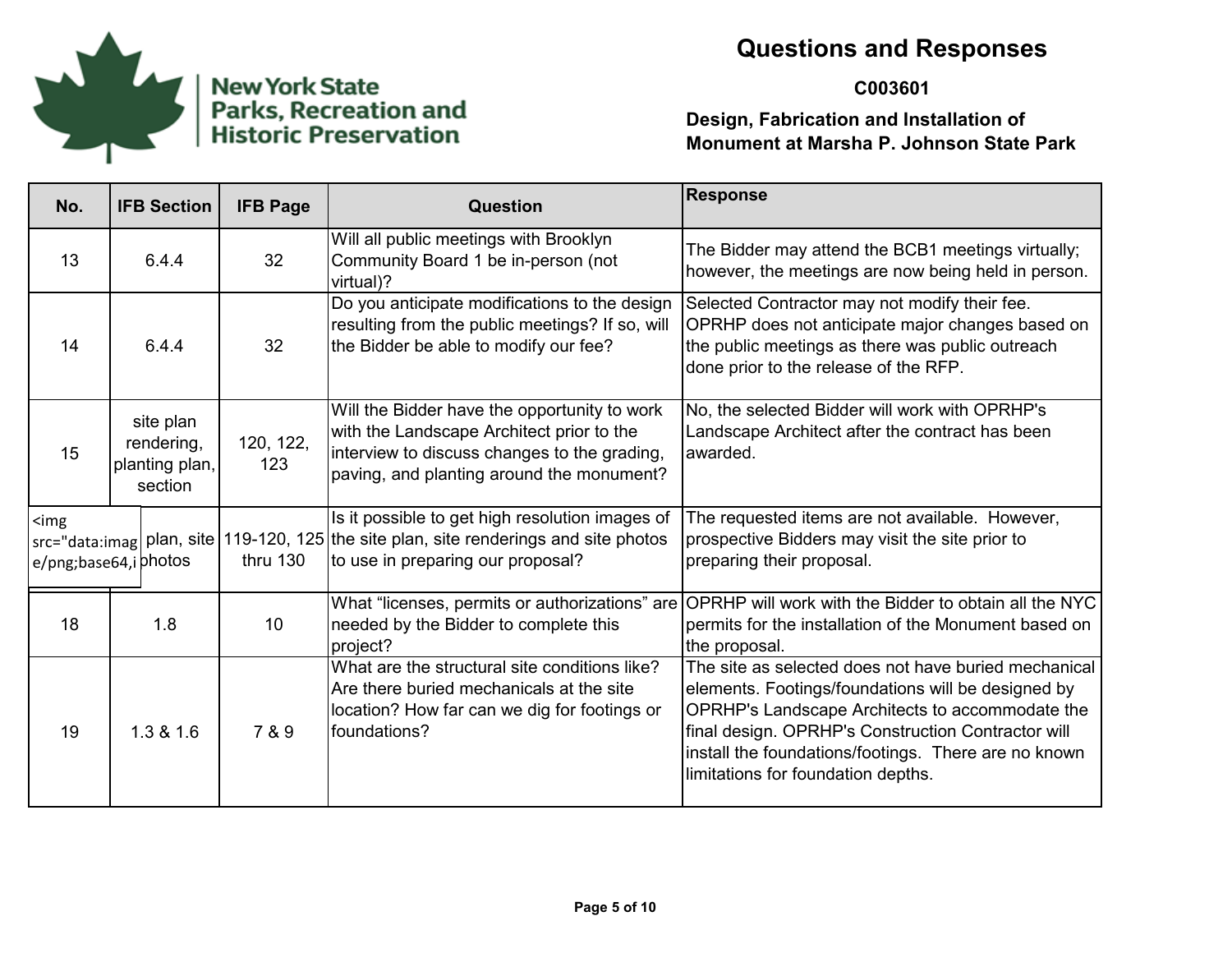New York State Parks, Recreation and Historic Preservation

# Questions and Responses

**C003601**

**Design, Fabrication and Installation of Monument at Marsha P. Johnson State Park**

| No. | IFB Section | IFB Page | Question | Response |
|---|---|---|---|---|
| 13 | 6.4.4 | 32 | Will all public meetings with Brooklyn Community Board 1 be in-person (not virtual)? | The Bidder may attend the BCB1 meetings virtually; however, the meetings are now being held in person. |
| 14 | 6.4.4 | 32 | Do you anticipate modifications to the design resulting from the public meetings? If so, will the Bidder be able to modify our fee? | Selected Contractor may not modify their fee. OPRHP does not anticipate major changes based on the public meetings as there was public outreach done prior to the release of the RFP. |
| 15 | site plan rendering, planting plan, section | 120, 122, 123 | Will the Bidder have the opportunity to work with the Landscape Architect prior to the interview to discuss changes to the grading, paving, and planting around the monument? | No, the selected Bidder will work with OPRHP's Landscape Architect after the contract has been awarded. |
| | plan, site photos | 119-120, 125 thru 130 | Is it possible to get high resolution images of the site plan, site renderings and site photos to use in preparing our proposal? | The requested items are not available. However, prospective Bidders may visit the site prior to preparing their proposal. |
| 18 | 1.8 | 10 | What "licenses, permits or authorizations" are needed by the Bidder to complete this project? | OPRHP will work with the Bidder to obtain all the NYC permits for the installation of the Monument based on the proposal. |
| 19 | 1.3 & 1.6 | 7 & 9 | What are the structural site conditions like? Are there buried mechanicals at the site location? How far can we dig for footings or foundations? | The site as selected does not have buried mechanical elements. Footings/foundations will be designed by OPRHP's Landscape Architects to accommodate the final design. OPRHP's Construction Contractor will install the foundations/footings. There are no known limitations for foundation depths. |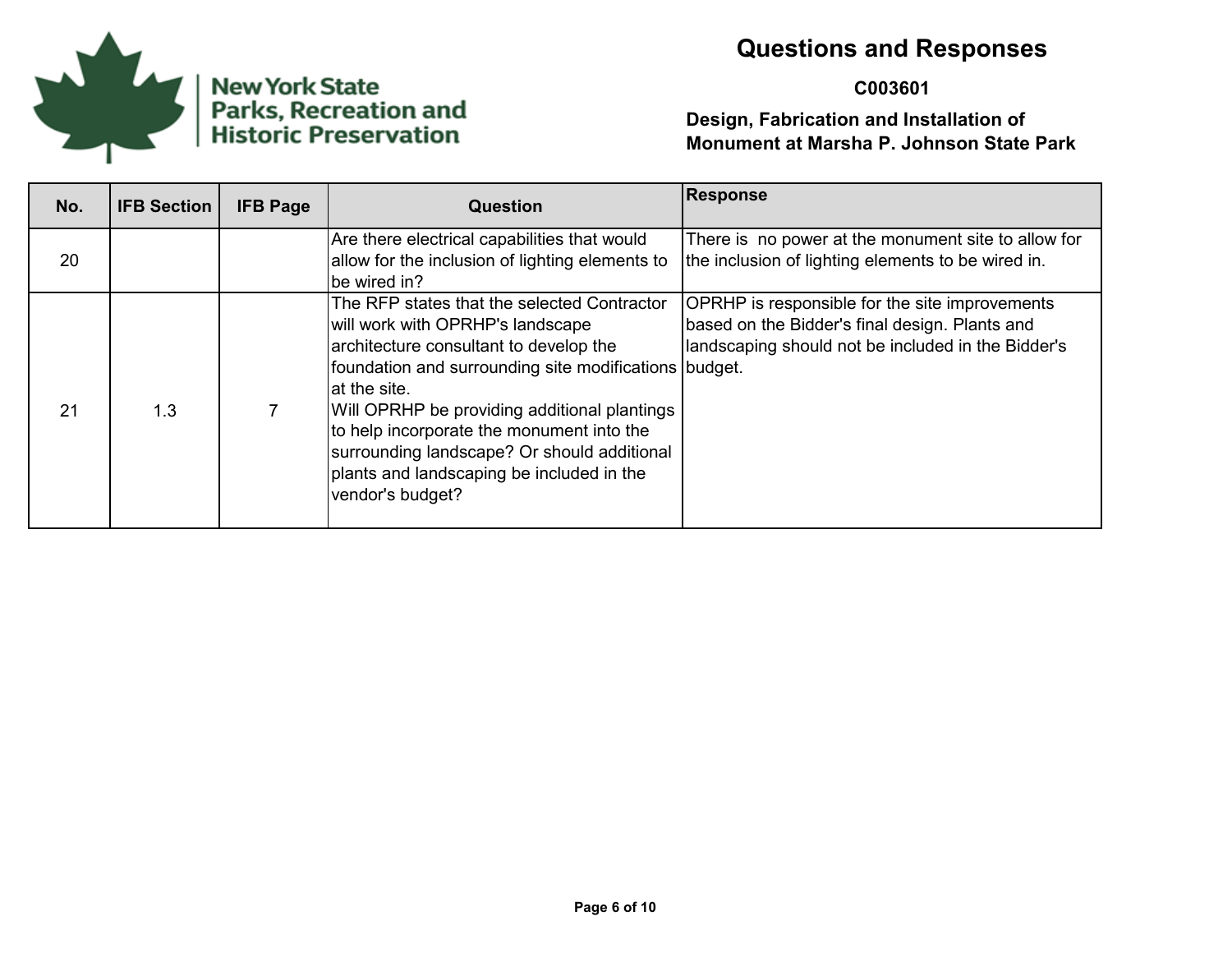# Questions and Responses

**C003601**

**Design, Fabrication and Installation of Monument at Marsha P. Johnson State Park**

| No. | IFB Section | IFB Page | Question | Response |
|---|---|---|---|---|
| 20 | | | Are there electrical capabilities that would allow for the inclusion of lighting elements to be wired in? | There is  no power at the monument site to allow for the inclusion of lighting elements to be wired in. |
| 21 | 1.3 | 7 | The RFP states that the selected Contractor will work with OPRHP's landscape architecture consultant to develop the foundation and surrounding site modifications at the site.<br>Will OPRHP be providing additional plantings to help incorporate the monument into the surrounding landscape? Or should additional plants and landscaping be included in the vendor's budget? | OPRHP is responsible for the site improvements based on the Bidder's final design. Plants and landscaping should not be included in the Bidder's budget. |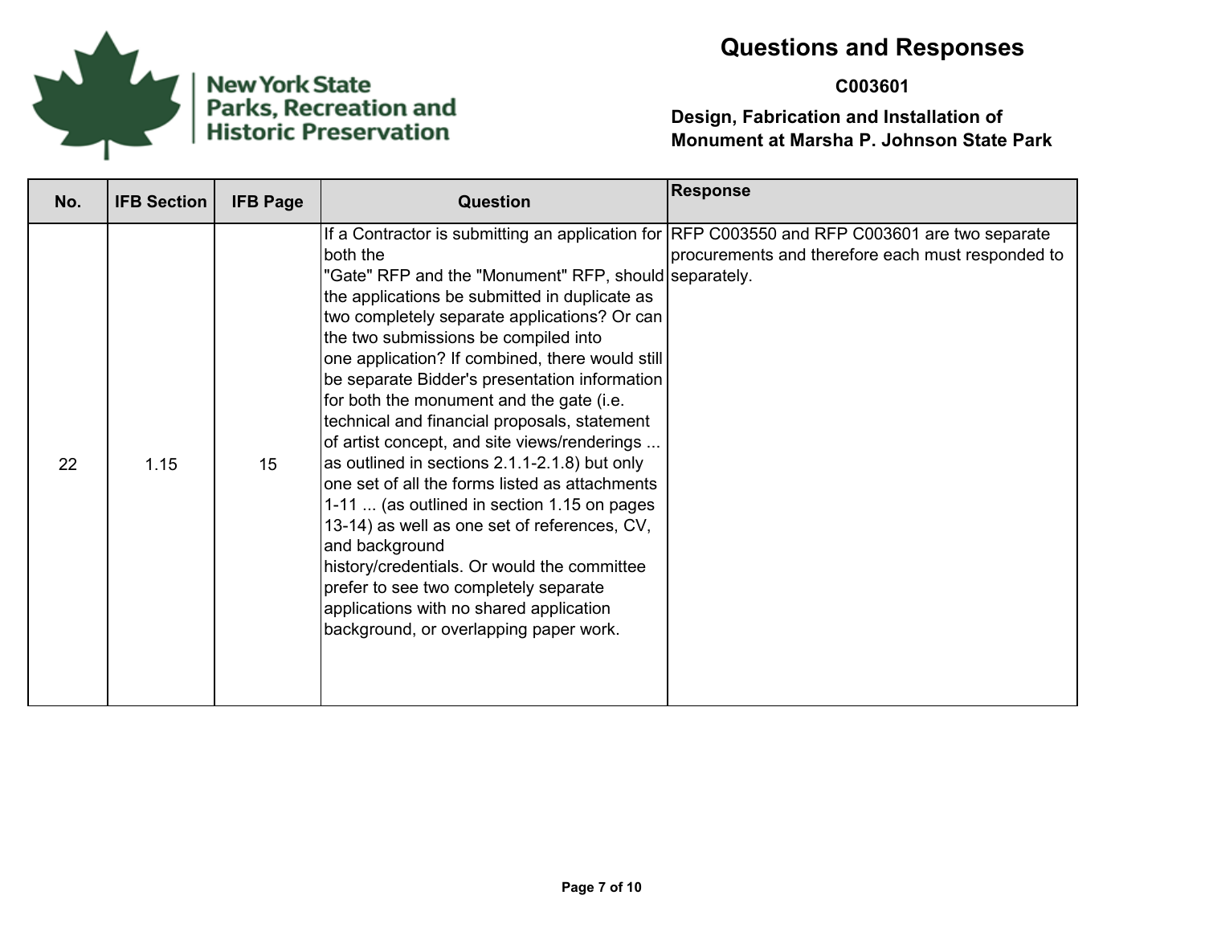# Questions and Responses

**C003601**

**Design, Fabrication and Installation of Monument at Marsha P. Johnson State Park**

New York State Parks, Recreation and Historic Preservation

| No. | IFB Section | IFB Page | Question | Response |
|---|---|---|---|---|
| 22 | 1.15 | 15 | If a Contractor is submitting an application for both the "Gate" RFP and the "Monument" RFP, should the applications be submitted in duplicate as two completely separate applications? Or can the two submissions be compiled into one application? If combined, there would still be separate Bidder's presentation information for both the monument and the gate (i.e. technical and financial proposals, statement of artist concept, and site views/renderings ... as outlined in sections 2.1.1-2.1.8) but only one set of all the forms listed as attachments 1-11 ... (as outlined in section 1.15 on pages 13-14) as well as one set of references, CV, and background history/credentials. Or would the committee prefer to see two completely separate applications with no shared application background, or overlapping paper work. | RFP C003550 and RFP C003601 are two separate procurements and therefore each must responded to separately. |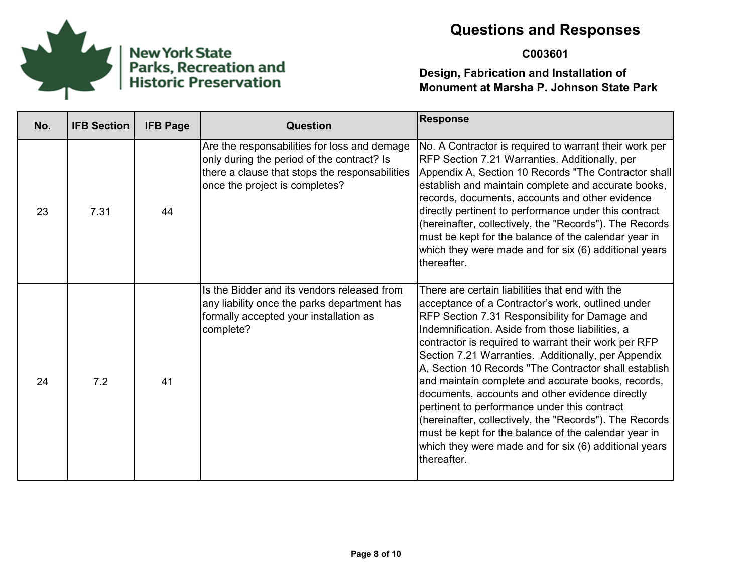# Questions and Responses

**C003601**

**Design, Fabrication and Installation of Monument at Marsha P. Johnson State Park**

| No. | IFB Section | IFB Page | Question | Response |
|---|---|---|---|---|
| 23 | 7.31 | 44 | Are the responsabilities for loss and demage only during the period of the contract? Is there a clause that stops the responsabilities once the project is completes? | No. A Contractor is required to warrant their work per RFP Section 7.21 Warranties. Additionally, per Appendix A, Section 10 Records "The Contractor shall establish and maintain complete and accurate books, records, documents, accounts and other evidence directly pertinent to performance under this contract (hereinafter, collectively, the "Records"). The Records must be kept for the balance of the calendar year in which they were made and for six (6) additional years thereafter. |
| 24 | 7.2 | 41 | Is the Bidder and its vendors released from any liability once the parks department has formally accepted your installation as complete? | There are certain liabilities that end with the acceptance of a Contractor's work, outlined under RFP Section 7.31 Responsibility for Damage and Indemnification. Aside from those liabilities, a contractor is required to warrant their work per RFP Section 7.21 Warranties. Additionally, per Appendix A, Section 10 Records "The Contractor shall establish and maintain complete and accurate books, records, documents, accounts and other evidence directly pertinent to performance under this contract (hereinafter, collectively, the "Records"). The Records must be kept for the balance of the calendar year in which they were made and for six (6) additional years thereafter. |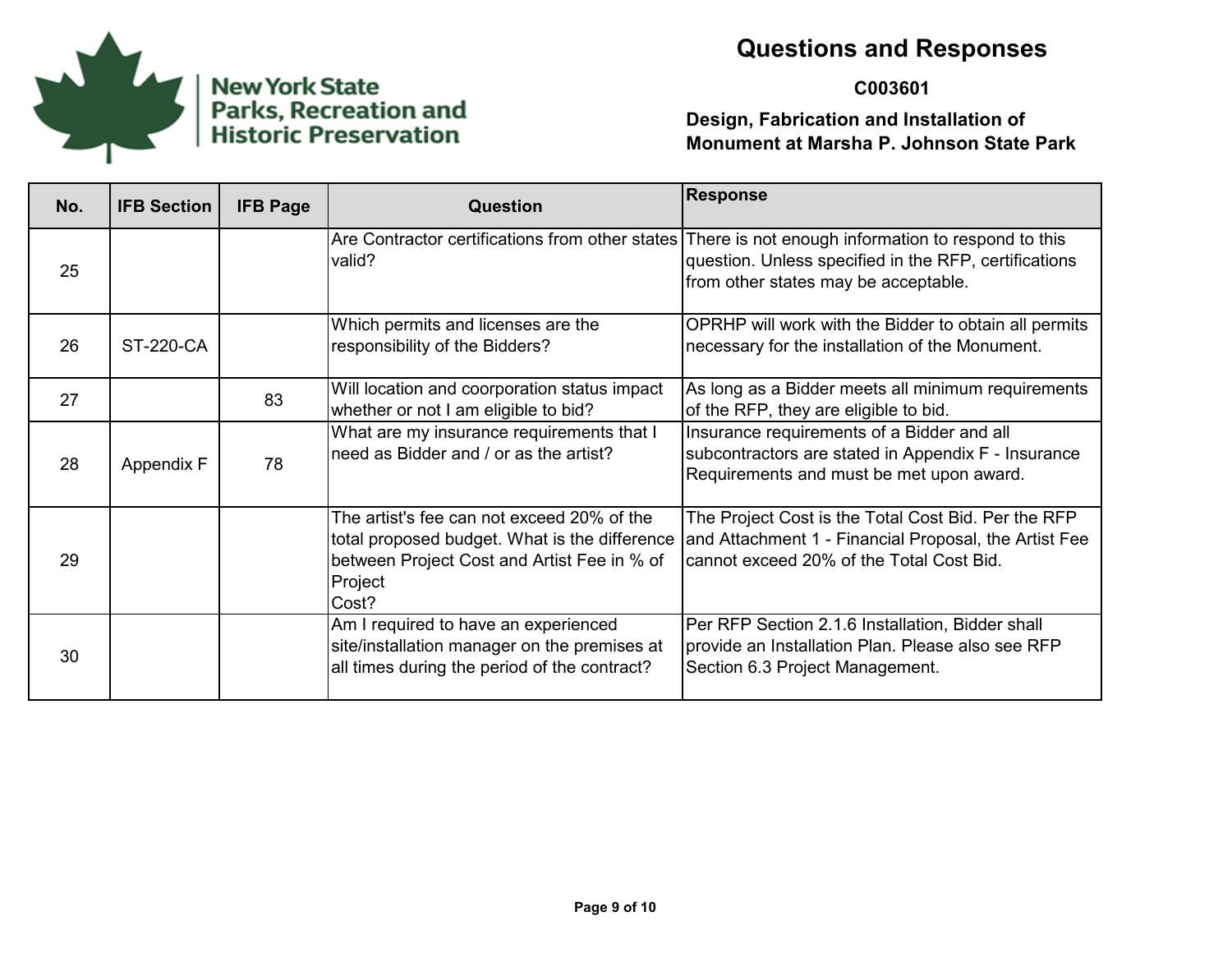New York State Parks, Recreation and Historic Preservation

# Questions and Responses

**C003601**

**Design, Fabrication and Installation of Monument at Marsha P. Johnson State Park**

| No. | IFB Section | IFB Page | Question | Response |
|---|---|---|---|---|
| 25 | | | Are Contractor certifications from other states valid? | There is not enough information to respond to this question. Unless specified in the RFP, certifications from other states may be acceptable. |
| 26 | ST-220-CA | | Which permits and licenses are the responsibility of the Bidders? | OPRHP will work with the Bidder to obtain all permits necessary for the installation of the Monument. |
| 27 | | 83 | Will location and coorporation status impact whether or not I am eligible to bid? | As long as a Bidder meets all minimum requirements of the RFP, they are eligible to bid. |
| 28 | Appendix F | 78 | What are my insurance requirements that I need as Bidder and / or as the artist? | Insurance requirements of a Bidder and all subcontractors are stated in Appendix F - Insurance Requirements and must be met upon award. |
| 29 | | | The artist's fee can not exceed 20% of the total proposed budget. What is the difference between Project Cost and Artist Fee in % of Project Cost? | The Project Cost is the Total Cost Bid. Per the RFP and Attachment 1 - Financial Proposal, the Artist Fee cannot exceed 20% of the Total Cost Bid. |
| 30 | | | Am I required to have an experienced site/installation manager on the premises at all times during the period of the contract? | Per RFP Section 2.1.6 Installation, Bidder shall provide an Installation Plan. Please also see RFP Section 6.3 Project Management. |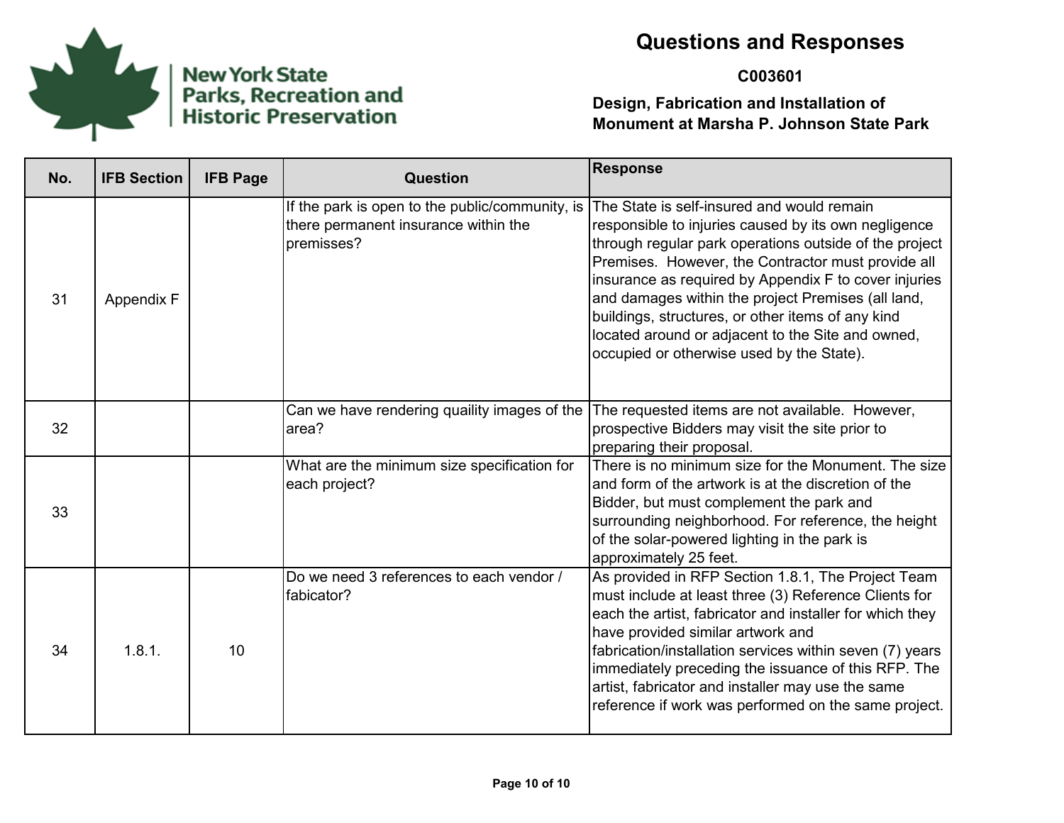# Questions and Responses

**C003601**

**Design, Fabrication and Installation of Monument at Marsha P. Johnson State Park**

New York State Parks, Recreation and Historic Preservation

| No. | IFB Section | IFB Page | Question | Response |
|---|---|---|---|---|
| 31 | Appendix F | | If the park is open to the public/community, is there permanent insurance within the premisses? | The State is self-insured and would remain responsible to injuries caused by its own negligence through regular park operations outside of the project Premises. However, the Contractor must provide all insurance as required by Appendix F to cover injuries and damages within the project Premises (all land, buildings, structures, or other items of any kind located around or adjacent to the Site and owned, occupied or otherwise used by the State). |
| 32 | | | Can we have rendering quaility images of the area? | The requested items are not available. However, prospective Bidders may visit the site prior to preparing their proposal. |
| 33 | | | What are the minimum size specification for each project? | There is no minimum size for the Monument. The size and form of the artwork is at the discretion of the Bidder, but must complement the park and surrounding neighborhood. For reference, the height of the solar-powered lighting in the park is approximately 25 feet. |
| 34 | 1.8.1. | 10 | Do we need 3 references to each vendor / fabicator? | As provided in RFP Section 1.8.1, The Project Team must include at least three (3) Reference Clients for each the artist, fabricator and installer for which they have provided similar artwork and fabrication/installation services within seven (7) years immediately preceding the issuance of this RFP. The artist, fabricator and installer may use the same reference if work was performed on the same project. |